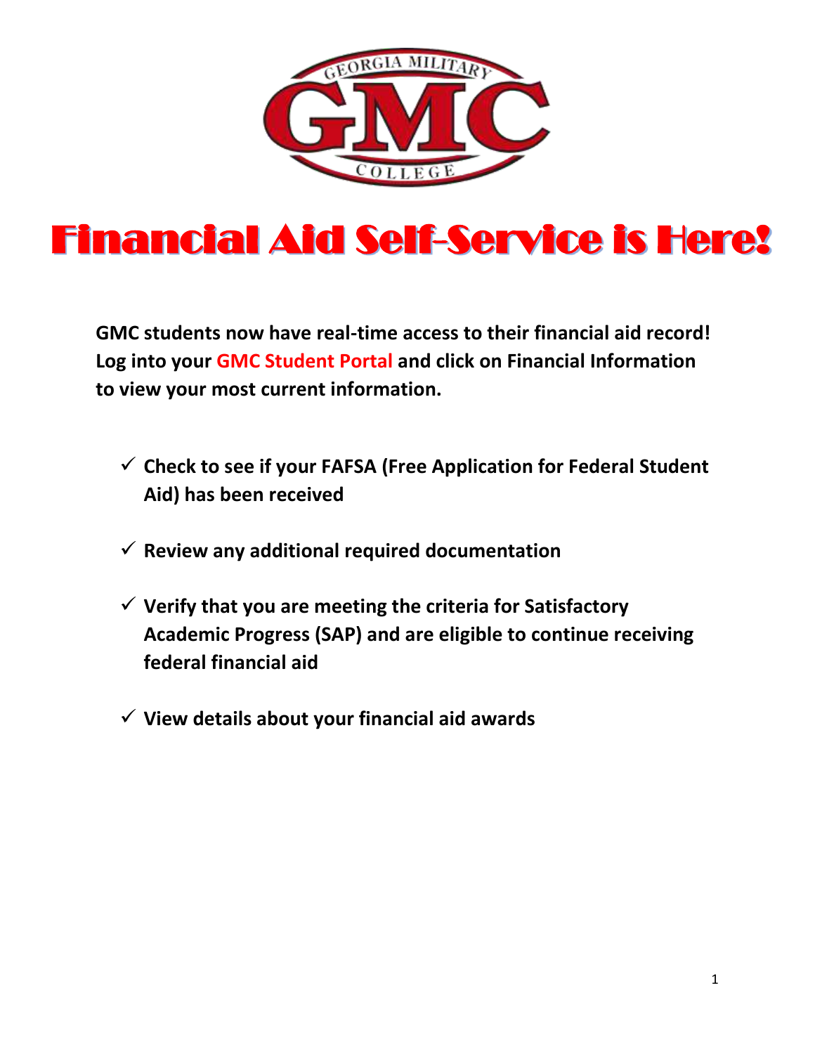# Financial Aid Self-Service is Here!

**GMC students now have real-time access to their financial aid record! Log into your GMC Student Portal and click on Financial Information to view your most current information.**

- ✓ **Check to see if your FAFSA (Free Application for Federal Student Aid) has been received**
- ✓ **Review any additional required documentation**
- ✓ **Verify that you are meeting the criteria for Satisfactory Academic Progress (SAP) and are eligible to continue receiving federal financial aid**
- ✓ **View details about your financial aid awards**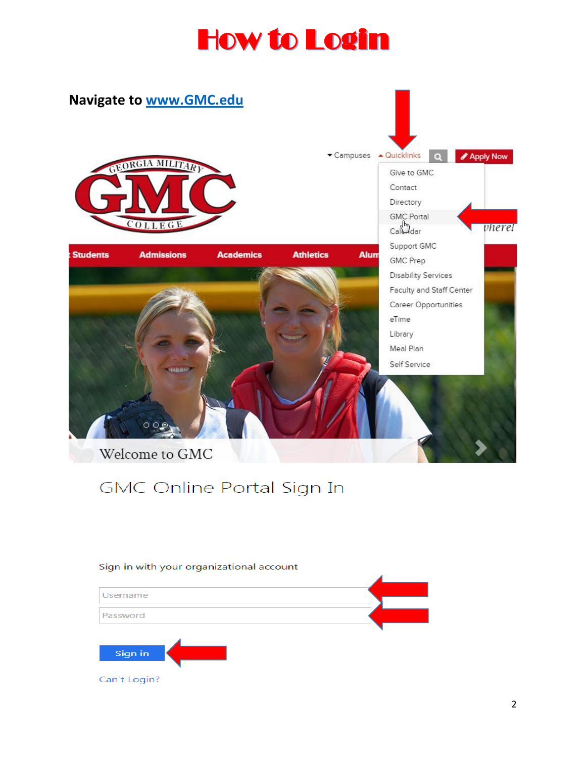# How to Login

**Navigate to [www.GMC.edu](http://www.GMC.edu)**

Campuses | Quicklinks | Apply Now

- Give to GMC
- Contact
- Directory
- GMC Portal
- Calendar
- Support GMC
- GMC Prep
- Disability Services
- Faculty and Staff Center
- Career Opportunities
- eTime
- Library
- Meal Plan
- Self Service

Students | Admissions | Academics | Athletics | Alum

Welcome to GMC

## GMC Online Portal Sign In

Sign in with your organizational account

Username

Password

Sign in

Can't Login?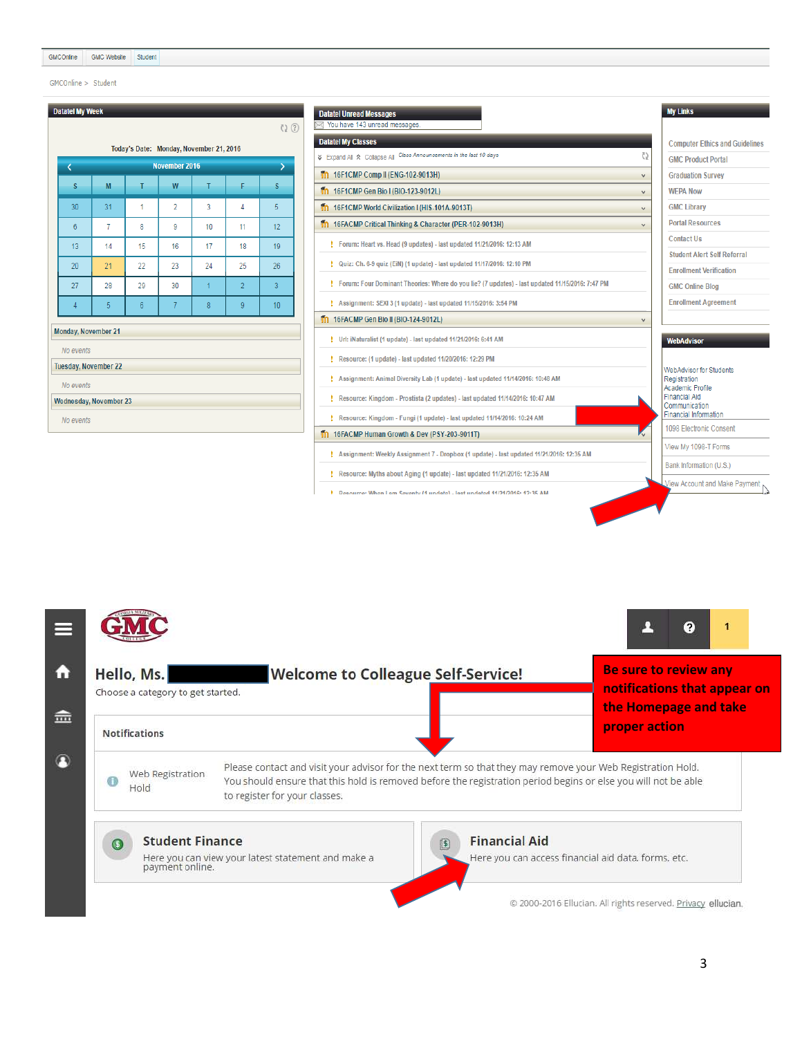GMCOnline | GMC Website | Student

GMCOnline > Student

**Datatel My Week**

Today's Date: Monday, November 21, 2016

November 2016

| S | M | T | W | T | F | S |
|---|---|---|---|---|---|---|
| 30 | 31 | 1 | 2 | 3 | 4 | 5 |
| 6 | 7 | 8 | 9 | 10 | 11 | 12 |
| 13 | 14 | 15 | 16 | 17 | 18 | 19 |
| 20 | 21 | 22 | 23 | 24 | 25 | 26 |
| 27 | 28 | 29 | 30 | 1 | 2 | 3 |
| 4 | 5 | 6 | 7 | 8 | 9 | 10 |

Monday, November 21

*No events*

Tuesday, November 22

*No events*

Wednesday, November 23

*No events*

**Datatel Unread Messages**

You have 143 unread messages.

**Datatel My Classes**

Expand All  Collapse All  *Class Announcements in the last 10 days*

- 16F1CMP Comp II (ENG-102-9013H)
- 16F1CMP Gen Bio I (BIO-123-9012L)
- 16F1CMP World Civilization I (HIS-101A-9013T)
- 16FACMP Critical Thinking & Character (PER-102-9013H)
  - Forum: Heart vs. Head (9 updates) - last updated 11/21/2016: 12:13 AM
  - Quiz: Ch. 6-9 quiz (EiN) (1 update) - last updated 11/17/2016: 12:10 PM
  - Forum: Four Dominant Theories: Where do you lie? (7 updates) - last updated 11/15/2016: 7:47 PM
  - Assignment: SEXI 3 (1 update) - last updated 11/15/2016: 3:54 PM
- 16FACMP Gen Bio II (BIO-124-9012L)
  - Url: iNaturalist (1 update) - last updated 11/21/2016: 6:41 AM
  - Resource: (1 update) - last updated 11/20/2016: 12:29 PM
  - Assignment: Animal Diversity Lab (1 update) - last updated 11/14/2016: 10:48 AM
  - Resource: Kingdom - Prostista (2 updates) - last updated 11/14/2016: 10:47 AM
  - Resource: Kingdom - Fungi (1 update) - last updated 11/14/2016: 10:24 AM
- 16FACMP Human Growth & Dev (PSY-203-9011T)
  - Assignment: Weekly Assignment 7 - Dropbox (1 update) - last updated 11/21/2016: 12:35 AM
  - Resource: Myths about Aging (1 update) - last updated 11/21/2016: 12:35 AM
  - Resource: When I am Seventy (1 update) - last updated 11/21/2016: 12:35 AM

**My Links**

- Computer Ethics and Guidelines
- GMC Product Portal
- Graduation Survey
- WEPA Now
- GMC Library
- Portal Resources
- Contact Us
- Student Alert Self Referral
- Enrollment Verification
- GMC Online Blog
- Enrollment Agreement

**WebAdvisor**

WebAdvisor for Students
Registration
Academic Profile
Financial Aid
Communication
Financial Information

- 1098 Electronic Consent
- View My 1098-T Forms
- Bank Information (U.S.)
- View Account and Make Payment

---

GMC

Hello, Ms. ██████ Welcome to Colleague Self-Service!

Choose a category to get started.

**Be sure to review any notifications that appear on the Homepage and take proper action**

**Notifications**

Web Registration Hold — Please contact and visit your advisor for the next term so that they may remove your Web Registration Hold. You should ensure that this hold is removed before the registration period begins or else you will not be able to register for your classes.

**Student Finance**
Here you can view your latest statement and make a payment online.

**Financial Aid**
Here you can access financial aid data, forms, etc.

© 2000-2016 Ellucian. All rights reserved. Privacy ellucian.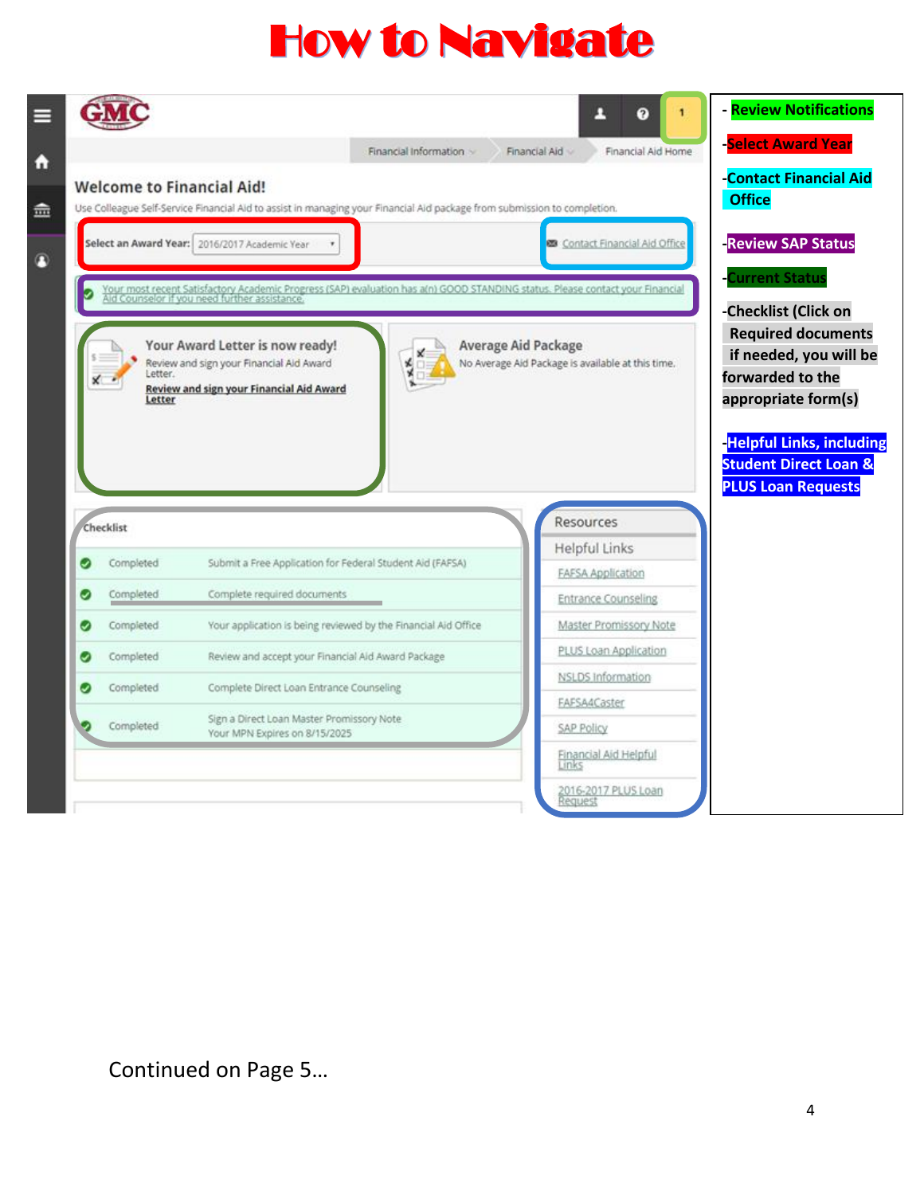# How to Navigate

GMC

Financial Information | Financial Aid | Financial Aid Home

## Welcome to Financial Aid!

Use Colleague Self-Service Financial Aid to assist in managing your Financial Aid package from submission to completion.

**Select an Award Year:** 2016/2017 Academic Year

Contact Financial Aid Office

Your most recent Satisfactory Academic Progress (SAP) evaluation has a(n) GOOD STANDING status. Please contact your Financial Aid Counselor if you need further assistance.

**Your Award Letter is now ready!**
Review and sign your Financial Aid Award Letter.
**Review and sign your Financial Aid Award Letter**

**Average Aid Package**
No Average Aid Package is available at this time.

**Checklist**

| Status | Item |
|---|---|
| Completed | Submit a Free Application for Federal Student Aid (FAFSA) |
| Completed | Complete required documents |
| Completed | Your application is being reviewed by the Financial Aid Office |
| Completed | Review and accept your Financial Aid Award Package |
| Completed | Complete Direct Loan Entrance Counseling |
| Completed | Sign a Direct Loan Master Promissory Note<br>Your MPN Expires on 8/15/2025 |

**Resources**

Helpful Links
- FAFSA Application
- Entrance Counseling
- Master Promissory Note
- PLUS Loan Application
- NSLDS Information
- FAFSA4Caster
- SAP Policy
- Financial Aid Helpful Links
- 2016-2017 PLUS Loan Request

- Review Notifications
- Select Award Year
- Contact Financial Aid Office
- Review SAP Status
- Current Status
- Checklist (Click on Required documents if needed, you will be forwarded to the appropriate form(s)
- Helpful Links, including Student Direct Loan & PLUS Loan Requests

Continued on Page 5…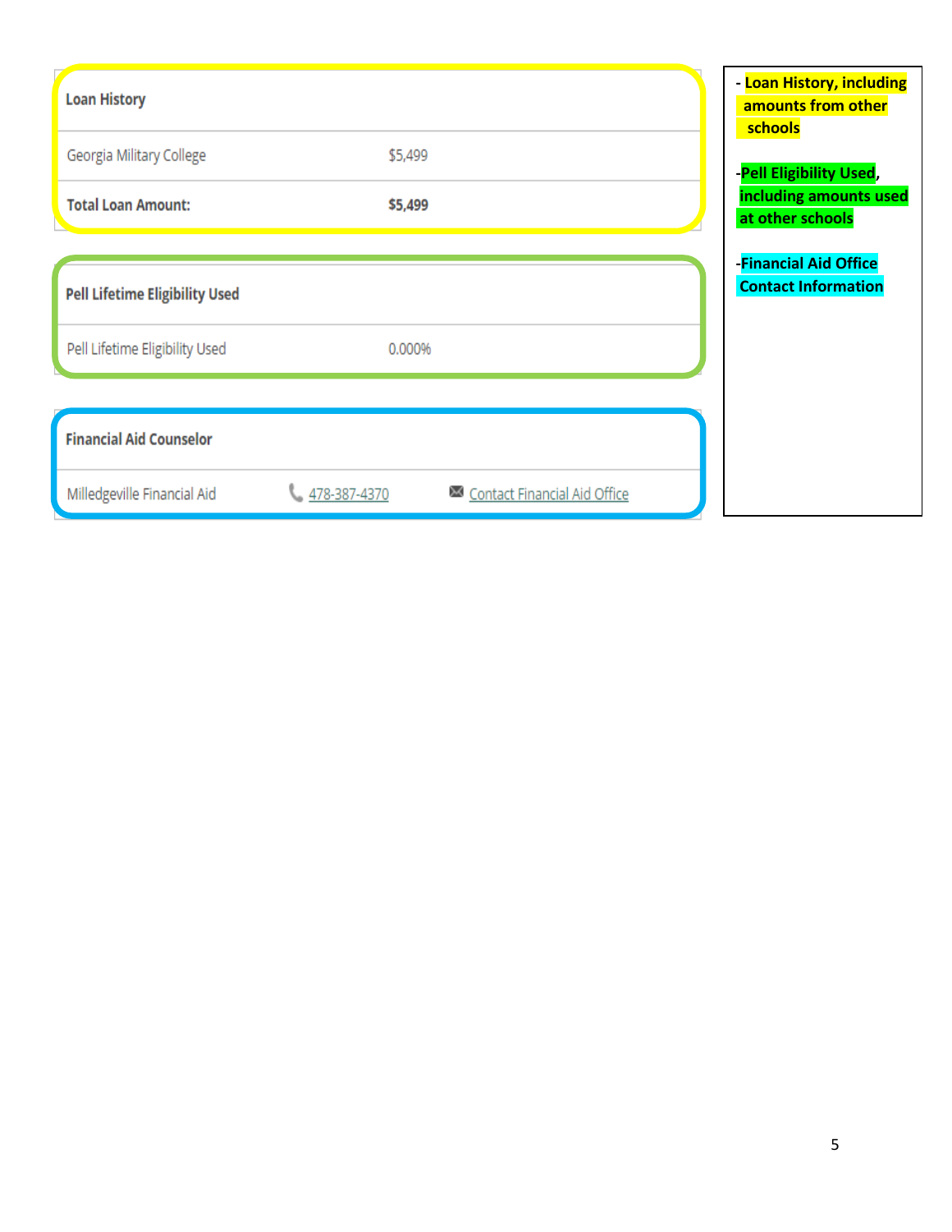| Loan History | |
|---|---|
| Georgia Military College | $5,499 |
| **Total Loan Amount:** | **$5,499** |

| Pell Lifetime Eligibility Used | |
|---|---|
| Pell Lifetime Eligibility Used | 0.000% |

| Financial Aid Counselor | | |
|---|---|---|
| Milledgeville Financial Aid | 478-387-4370 | Contact Financial Aid Office |

- **Loan History, including amounts from other schools**

- **Pell Eligibility Used, including amounts used at other schools**

- **Financial Aid Office Contact Information**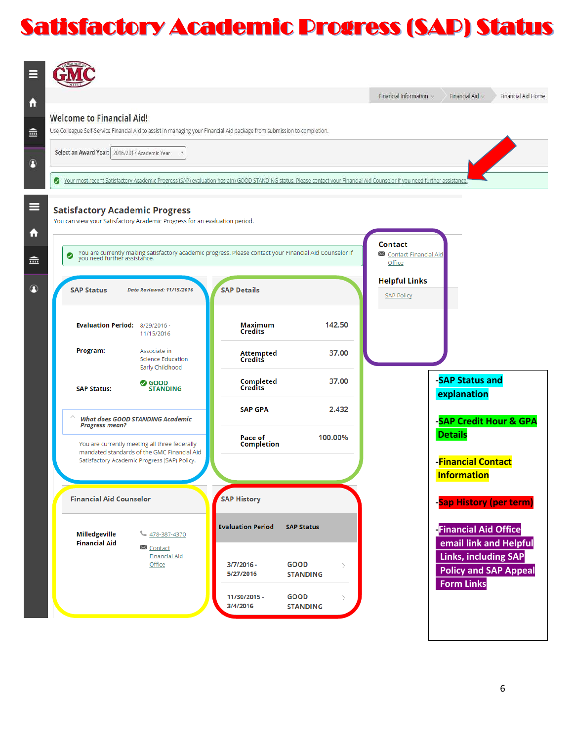# Satisfactory Academic Progress (SAP) Status

GMC

Financial Information | Financial Aid | Financial Aid Home

## Welcome to Financial Aid!

Use Colleague Self-Service Financial Aid to assist in managing your Financial Aid package from submission to completion.

Select an Award Year: 2016/2017 Academic Year

Your most recent Satisfactory Academic Progress (SAP) evaluation has a(n) GOOD STANDING status. Please contact your Financial Aid Counselor if you need further assistance.

## Satisfactory Academic Progress

You can view your Satisfactory Academic Progress for an evaluation period.

You are currently making satisfactory academic progress. Please contact your Financial Aid Counselor if you need further assistance.

**Contact**

Contact Financial Aid Office

**Helpful Links**

SAP Policy

### SAP Status

*Date Reviewed: 11/15/2016*

**Evaluation Period:** 8/29/2016 - 11/15/2016

**Program:** Associate in Science Education Early Childhood

**SAP Status:** GOOD STANDING

***What does GOOD STANDING Academic Progress mean?***

You are currently meeting all three federally mandated standards of the GMC Financial Aid Satisfactory Academic Progress (SAP) Policy.

### SAP Details

| | |
|---|---|
| Maximum Credits | 142.50 |
| Attempted Credits | 37.00 |
| Completed Credits | 37.00 |
| SAP GPA | 2.432 |
| Pace of Completion | 100.00% |

### Financial Aid Counselor

**Milledgeville Financial Aid**

478-387-4370

Contact Financial Aid Office

### SAP History

| Evaluation Period | SAP Status |
|---|---|
| 3/7/2016 - 5/27/2016 | GOOD STANDING |
| 11/30/2015 - 3/4/2016 | GOOD STANDING |

- -SAP Status and explanation
- -SAP Credit Hour & GPA Details
- -Financial Contact Information
- -Sap History (per term)
- -Financial Aid Office email link and Helpful Links, including SAP Policy and SAP Appeal Form Links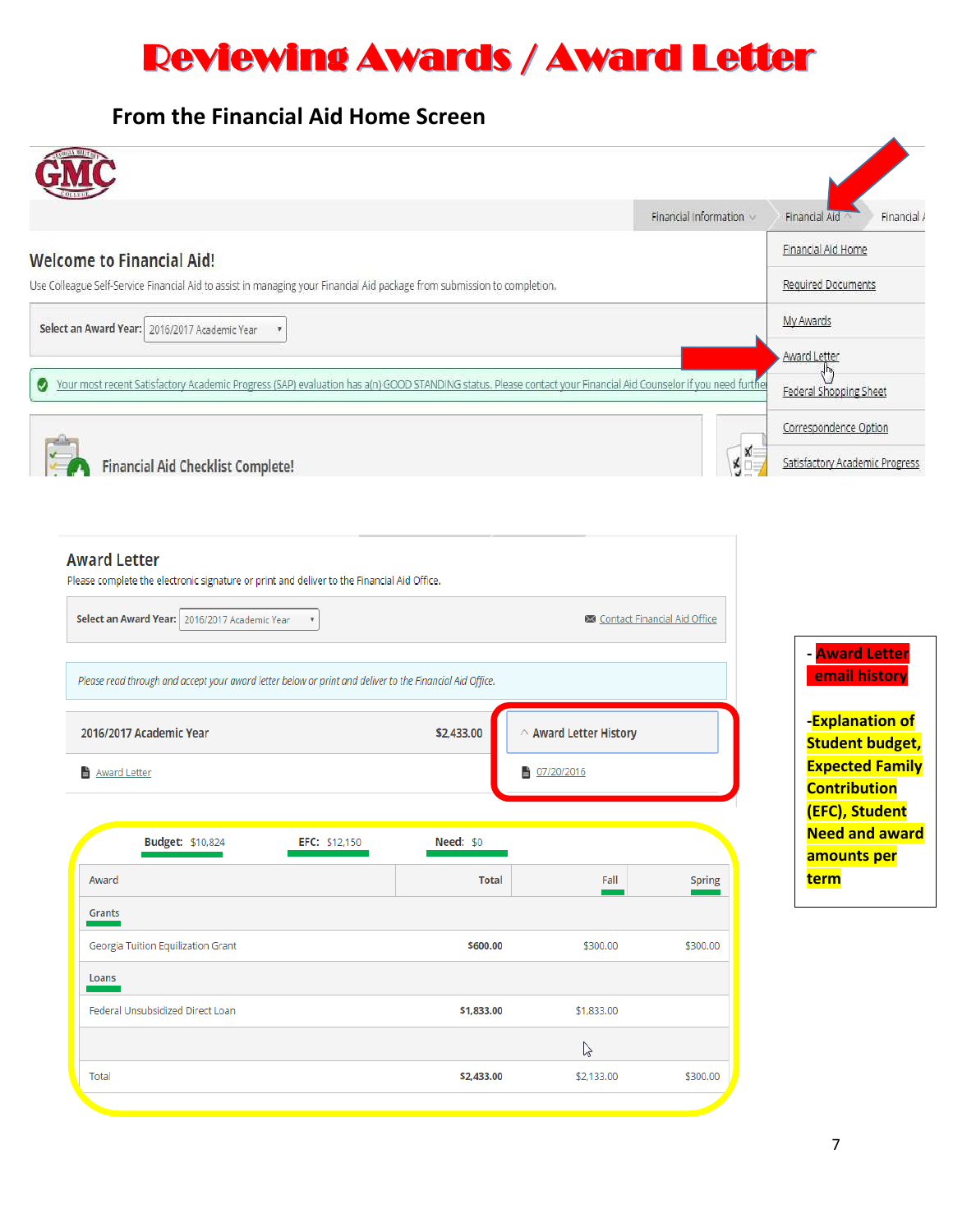# Reviewing Awards / Award Letter

### From the Financial Aid Home Screen

GMC

Financial Information | Financial Aid | Financial A

- Financial Aid Home
- Required Documents
- My Awards
- Award Letter
- Federal Shopping Sheet
- Correspondence Option
- Satisfactory Academic Progress

## Welcome to Financial Aid!

Use Colleague Self-Service Financial Aid to assist in managing your Financial Aid package from submission to completion.

Select an Award Year: 2016/2017 Academic Year

Your most recent Satisfactory Academic Progress (SAP) evaluation has a(n) GOOD STANDING status. Please contact your Financial Aid Counselor if you need furthe

Financial Aid Checklist Complete!

## Award Letter

Please complete the electronic signature or print and deliver to the Financial Aid Office.

Select an Award Year: 2016/2017 Academic Year

Contact Financial Aid Office

*Please read through and accept your award letter below or print and deliver to the Financial Aid Office.*

2016/2017 Academic Year $2,433.00

Award Letter

Award Letter History

07/20/2016

**Budget:** $10,824 **EFC:** $12,150 **Need:** $0

| Award | Total | Fall | Spring |
|---|---|---|---|
| **Grants** | | | |
| Georgia Tuition Equilization Grant | $600.00 | $300.00 | $300.00 |
| **Loans** | | | |
| Federal Unsubsidized Direct Loan | $1,833.00 | $1,833.00 | |
| | | | |
| Total | $2,433.00 | $2,133.00 | $300.00 |

- **Award Letter email history**

- **Explanation of Student budget, Expected Family Contribution (EFC), Student Need and award amounts per term**